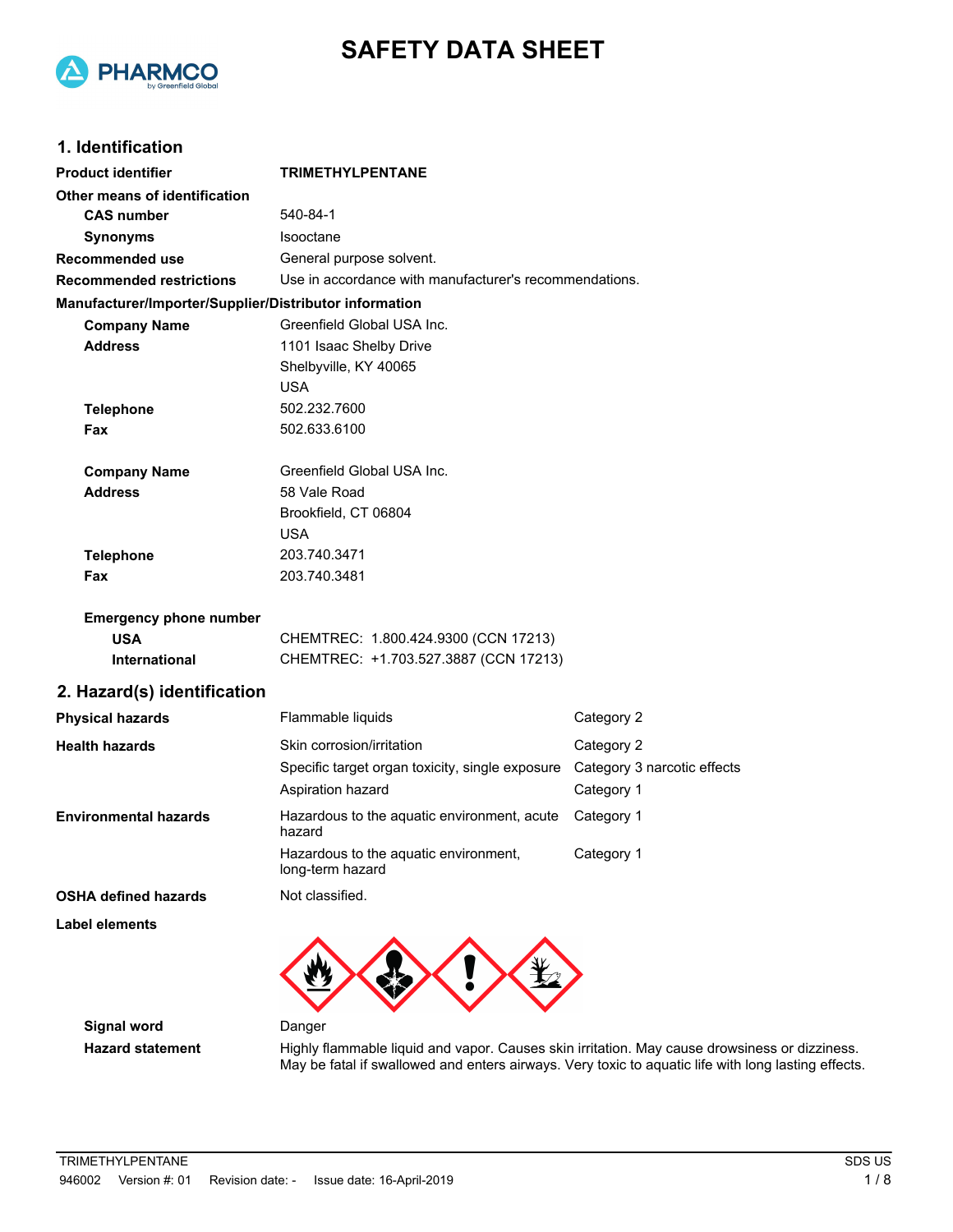# SAFETY DATA SHEET

## 1. Identification

| | |
|---|---|
| **Product identifier** | **TRIMETHYLPENTANE** |
| **Other means of identification** | |
| **CAS number** | 540-84-1 |
| **Synonyms** | Isooctane |
| **Recommended use** | General purpose solvent. |
| **Recommended restrictions** | Use in accordance with manufacturer's recommendations. |

**Manufacturer/Importer/Supplier/Distributor information**

| | |
|---|---|
| **Company Name** | Greenfield Global USA Inc. |
| **Address** | 1101 Isaac Shelby Drive<br>Shelbyville, KY 40065<br>USA |
| **Telephone** | 502.232.7600 |
| **Fax** | 502.633.6100 |
| **Company Name** | Greenfield Global USA Inc. |
| **Address** | 58 Vale Road<br>Brookfield, CT 06804<br>USA |
| **Telephone** | 203.740.3471 |
| **Fax** | 203.740.3481 |

**Emergency phone number**

| | |
|---|---|
| **USA** | CHEMTREC: 1.800.424.9300 (CCN 17213) |
| **International** | CHEMTREC: +1.703.527.3887 (CCN 17213) |

## 2. Hazard(s) identification

| | | |
|---|---|---|
| **Physical hazards** | Flammable liquids | Category 2 |
| **Health hazards** | Skin corrosion/irritation | Category 2 |
| | Specific target organ toxicity, single exposure | Category 3 narcotic effects |
| | Aspiration hazard | Category 1 |
| **Environmental hazards** | Hazardous to the aquatic environment, acute hazard | Category 1 |
| | Hazardous to the aquatic environment, long-term hazard | Category 1 |
| **OSHA defined hazards** | Not classified. | |

**Label elements**

**Signal word** Danger

**Hazard statement** Highly flammable liquid and vapor. Causes skin irritation. May cause drowsiness or dizziness. May be fatal if swallowed and enters airways. Very toxic to aquatic life with long lasting effects.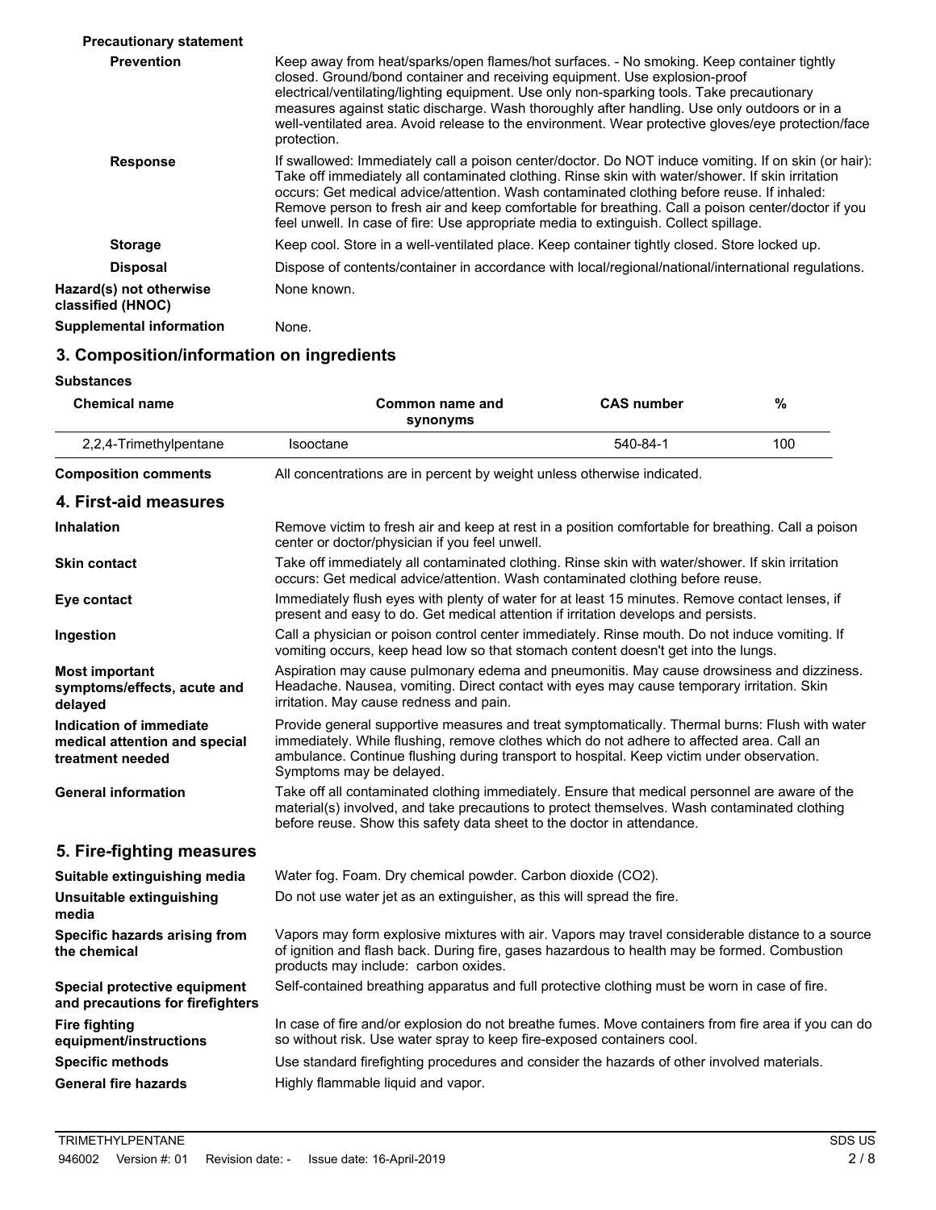**Precautionary statement**

**Prevention** — Keep away from heat/sparks/open flames/hot surfaces. - No smoking. Keep container tightly closed. Ground/bond container and receiving equipment. Use explosion-proof electrical/ventilating/lighting equipment. Use only non-sparking tools. Take precautionary measures against static discharge. Wash thoroughly after handling. Use only outdoors or in a well-ventilated area. Avoid release to the environment. Wear protective gloves/eye protection/face protection.

**Response** — If swallowed: Immediately call a poison center/doctor. Do NOT induce vomiting. If on skin (or hair): Take off immediately all contaminated clothing. Rinse skin with water/shower. If skin irritation occurs: Get medical advice/attention. Wash contaminated clothing before reuse. If inhaled: Remove person to fresh air and keep comfortable for breathing. Call a poison center/doctor if you feel unwell. In case of fire: Use appropriate media to extinguish. Collect spillage.

**Storage** — Keep cool. Store in a well-ventilated place. Keep container tightly closed. Store locked up.

**Disposal** — Dispose of contents/container in accordance with local/regional/national/international regulations.

**Hazard(s) not otherwise classified (HNOC)** — None known.

**Supplemental information** — None.

## 3. Composition/information on ingredients

**Substances**

| Chemical name | Common name and synonyms | CAS number | % |
|---|---|---|---|
| 2,2,4-Trimethylpentane | Isooctane | 540-84-1 | 100 |

**Composition comments** — All concentrations are in percent by weight unless otherwise indicated.

## 4. First-aid measures

**Inhalation** — Remove victim to fresh air and keep at rest in a position comfortable for breathing. Call a poison center or doctor/physician if you feel unwell.

**Skin contact** — Take off immediately all contaminated clothing. Rinse skin with water/shower. If skin irritation occurs: Get medical advice/attention. Wash contaminated clothing before reuse.

**Eye contact** — Immediately flush eyes with plenty of water for at least 15 minutes. Remove contact lenses, if present and easy to do. Get medical attention if irritation develops and persists.

**Ingestion** — Call a physician or poison control center immediately. Rinse mouth. Do not induce vomiting. If vomiting occurs, keep head low so that stomach content doesn't get into the lungs.

**Most important symptoms/effects, acute and delayed** — Aspiration may cause pulmonary edema and pneumonitis. May cause drowsiness and dizziness. Headache. Nausea, vomiting. Direct contact with eyes may cause temporary irritation. Skin irritation. May cause redness and pain.

**Indication of immediate medical attention and special treatment needed** — Provide general supportive measures and treat symptomatically. Thermal burns: Flush with water immediately. While flushing, remove clothes which do not adhere to affected area. Call an ambulance. Continue flushing during transport to hospital. Keep victim under observation. Symptoms may be delayed.

**General information** — Take off all contaminated clothing immediately. Ensure that medical personnel are aware of the material(s) involved, and take precautions to protect themselves. Wash contaminated clothing before reuse. Show this safety data sheet to the doctor in attendance.

## 5. Fire-fighting measures

**Suitable extinguishing media** — Water fog. Foam. Dry chemical powder. Carbon dioxide ($CO_2$).

**Unsuitable extinguishing media** — Do not use water jet as an extinguisher, as this will spread the fire.

**Specific hazards arising from the chemical** — Vapors may form explosive mixtures with air. Vapors may travel considerable distance to a source of ignition and flash back. During fire, gases hazardous to health may be formed. Combustion products may include: carbon oxides.

**Special protective equipment and precautions for firefighters** — Self-contained breathing apparatus and full protective clothing must be worn in case of fire.

**Fire fighting equipment/instructions** — In case of fire and/or explosion do not breathe fumes. Move containers from fire area if you can do so without risk. Use water spray to keep fire-exposed containers cool.

**Specific methods** — Use standard firefighting procedures and consider the hazards of other involved materials.

**General fire hazards** — Highly flammable liquid and vapor.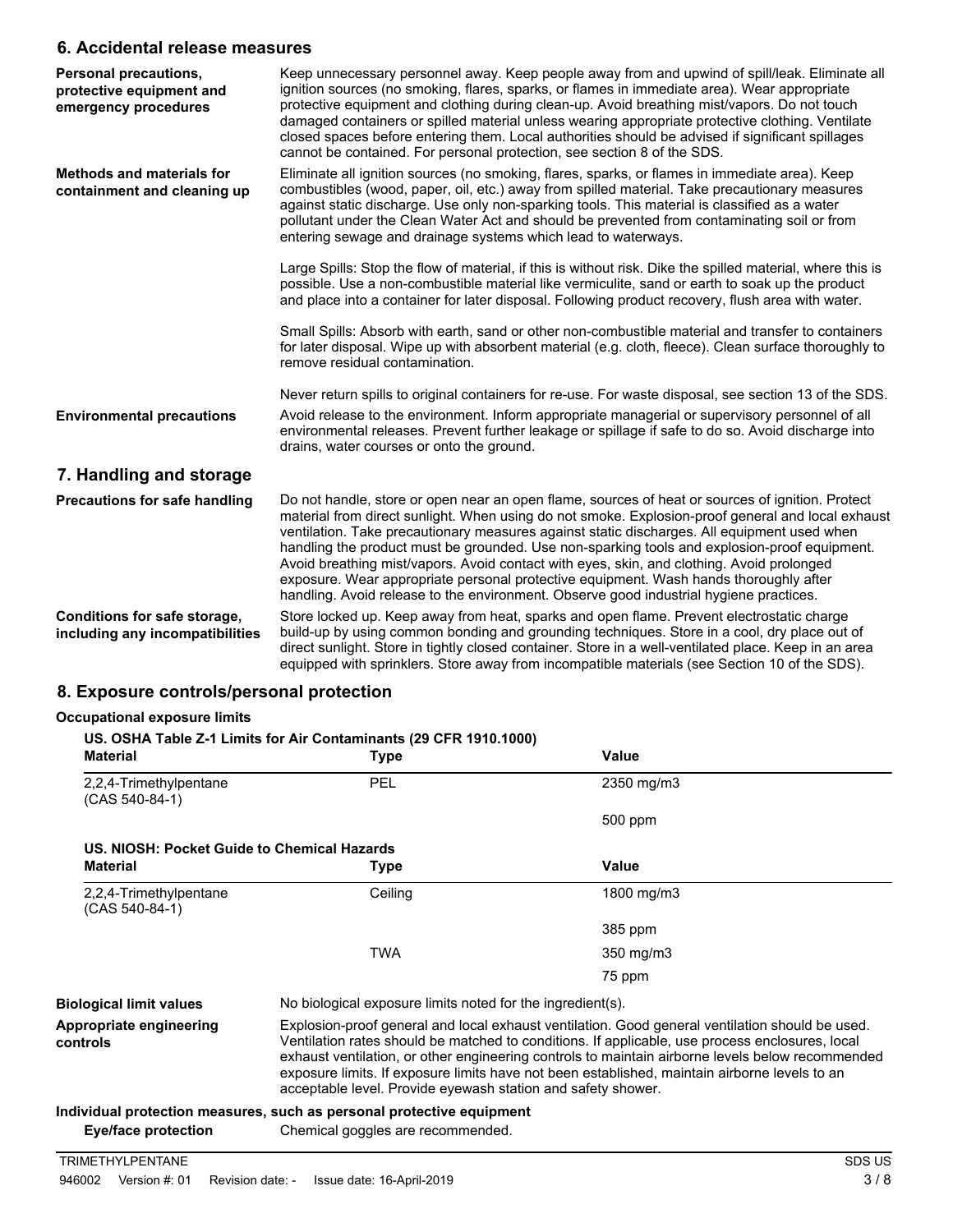## 6. Accidental release measures

**Personal precautions, protective equipment and emergency procedures**

Keep unnecessary personnel away. Keep people away from and upwind of spill/leak. Eliminate all ignition sources (no smoking, flares, sparks, or flames in immediate area). Wear appropriate protective equipment and clothing during clean-up. Avoid breathing mist/vapors. Do not touch damaged containers or spilled material unless wearing appropriate protective clothing. Ventilate closed spaces before entering them. Local authorities should be advised if significant spillages cannot be contained. For personal protection, see section 8 of the SDS.

**Methods and materials for containment and cleaning up**

Eliminate all ignition sources (no smoking, flares, sparks, or flames in immediate area). Keep combustibles (wood, paper, oil, etc.) away from spilled material. Take precautionary measures against static discharge. Use only non-sparking tools. This material is classified as a water pollutant under the Clean Water Act and should be prevented from contaminating soil or from entering sewage and drainage systems which lead to waterways.

Large Spills: Stop the flow of material, if this is without risk. Dike the spilled material, where this is possible. Use a non-combustible material like vermiculite, sand or earth to soak up the product and place into a container for later disposal. Following product recovery, flush area with water.

Small Spills: Absorb with earth, sand or other non-combustible material and transfer to containers for later disposal. Wipe up with absorbent material (e.g. cloth, fleece). Clean surface thoroughly to remove residual contamination.

Never return spills to original containers for re-use. For waste disposal, see section 13 of the SDS.

**Environmental precautions**

Avoid release to the environment. Inform appropriate managerial or supervisory personnel of all environmental releases. Prevent further leakage or spillage if safe to do so. Avoid discharge into drains, water courses or onto the ground.

## 7. Handling and storage

**Precautions for safe handling**

Do not handle, store or open near an open flame, sources of heat or sources of ignition. Protect material from direct sunlight. When using do not smoke. Explosion-proof general and local exhaust ventilation. Take precautionary measures against static discharges. All equipment used when handling the product must be grounded. Use non-sparking tools and explosion-proof equipment. Avoid breathing mist/vapors. Avoid contact with eyes, skin, and clothing. Avoid prolonged exposure. Wear appropriate personal protective equipment. Wash hands thoroughly after handling. Avoid release to the environment. Observe good industrial hygiene practices.

**Conditions for safe storage, including any incompatibilities**

Store locked up. Keep away from heat, sparks and open flame. Prevent electrostatic charge build-up by using common bonding and grounding techniques. Store in a cool, dry place out of direct sunlight. Store in tightly closed container. Store in a well-ventilated place. Keep in an area equipped with sprinklers. Store away from incompatible materials (see Section 10 of the SDS).

## 8. Exposure controls/personal protection

**Occupational exposure limits**

**US. OSHA Table Z-1 Limits for Air Contaminants (29 CFR 1910.1000)**

| Material | Type | Value |
|---|---|---|
| 2,2,4-Trimethylpentane (CAS 540-84-1) | PEL | 2350 mg/m3 |
| | | 500 ppm |

**US. NIOSH: Pocket Guide to Chemical Hazards**

| Material | Type | Value |
|---|---|---|
| 2,2,4-Trimethylpentane (CAS 540-84-1) | Ceiling | 1800 mg/m3 |
| | | 385 ppm |
| | TWA | 350 mg/m3 |
| | | 75 ppm |

**Biological limit values**

No biological exposure limits noted for the ingredient(s).

**Appropriate engineering controls**

Explosion-proof general and local exhaust ventilation. Good general ventilation should be used. Ventilation rates should be matched to conditions. If applicable, use process enclosures, local exhaust ventilation, or other engineering controls to maintain airborne levels below recommended exposure limits. If exposure limits have not been established, maintain airborne levels to an acceptable level. Provide eyewash station and safety shower.

**Individual protection measures, such as personal protective equipment**

**Eye/face protection**

Chemical goggles are recommended.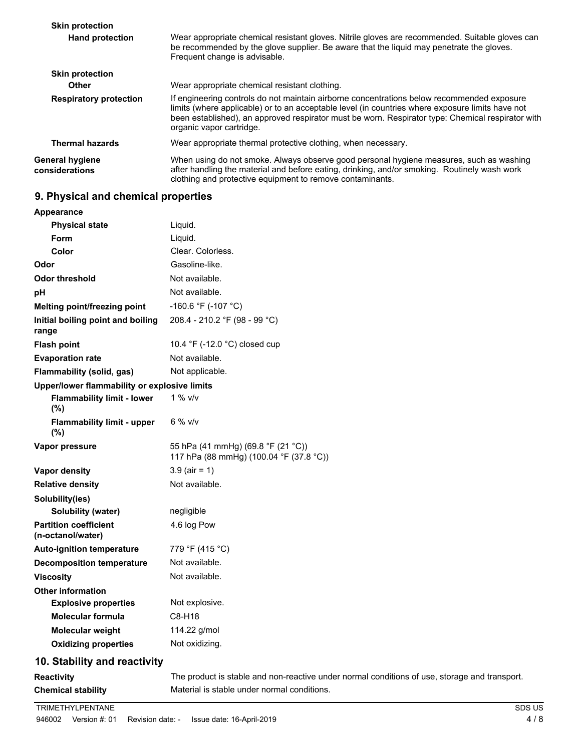**Skin protection**

| | |
|---|---|
| **Hand protection** | Wear appropriate chemical resistant gloves. Nitrile gloves are recommended. Suitable gloves can be recommended by the glove supplier. Be aware that the liquid may penetrate the gloves. Frequent change is advisable. |

**Skin protection**

| | |
|---|---|
| **Other** | Wear appropriate chemical resistant clothing. |
| **Respiratory protection** | If engineering controls do not maintain airborne concentrations below recommended exposure limits (where applicable) or to an acceptable level (in countries where exposure limits have not been established), an approved respirator must be worn. Respirator type: Chemical respirator with organic vapor cartridge. |
| **Thermal hazards** | Wear appropriate thermal protective clothing, when necessary. |
| **General hygiene considerations** | When using do not smoke. Always observe good personal hygiene measures, such as washing after handling the material and before eating, drinking, and/or smoking. Routinely wash work clothing and protective equipment to remove contaminants. |

## 9. Physical and chemical properties

**Appearance**

| | |
|---|---|
| **Physical state** | Liquid. |
| **Form** | Liquid. |
| **Color** | Clear. Colorless. |
| **Odor** | Gasoline-like. |
| **Odor threshold** | Not available. |
| **pH** | Not available. |
| **Melting point/freezing point** | -160.6 °F (-107 °C) |
| **Initial boiling point and boiling range** | 208.4 - 210.2 °F (98 - 99 °C) |
| **Flash point** | 10.4 °F (-12.0 °C) closed cup |
| **Evaporation rate** | Not available. |
| **Flammability (solid, gas)** | Not applicable. |

**Upper/lower flammability or explosive limits**

| | |
|---|---|
| **Flammability limit - lower (%)** | 1 % v/v |
| **Flammability limit - upper (%)** | 6 % v/v |
| **Vapor pressure** | 55 hPa (41 mmHg) (69.8 °F (21 °C))<br>117 hPa (88 mmHg) (100.04 °F (37.8 °C)) |
| **Vapor density** | 3.9 (air = 1) |
| **Relative density** | Not available. |

**Solubility(ies)**

| | |
|---|---|
| **Solubility (water)** | negligible |
| **Partition coefficient (n-octanol/water)** | 4.6 log Pow |
| **Auto-ignition temperature** | 779 °F (415 °C) |
| **Decomposition temperature** | Not available. |
| **Viscosity** | Not available. |

**Other information**

| | |
|---|---|
| **Explosive properties** | Not explosive. |
| **Molecular formula** | C8-H18 |
| **Molecular weight** | 114.22 g/mol |
| **Oxidizing properties** | Not oxidizing. |

## 10. Stability and reactivity

| | |
|---|---|
| **Reactivity** | The product is stable and non-reactive under normal conditions of use, storage and transport. |
| **Chemical stability** | Material is stable under normal conditions. |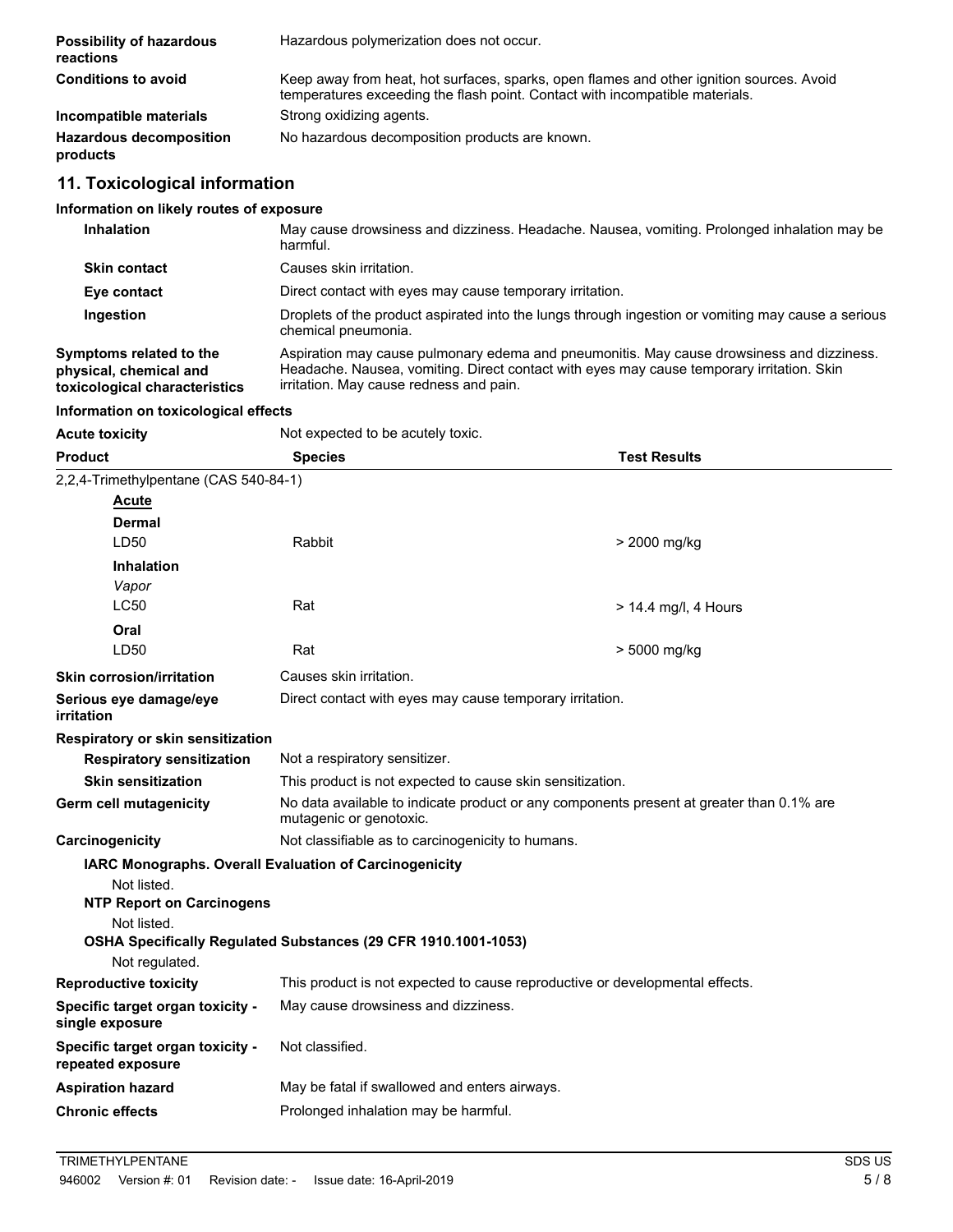**Possibility of hazardous reactions** Hazardous polymerization does not occur.

**Conditions to avoid** Keep away from heat, hot surfaces, sparks, open flames and other ignition sources. Avoid temperatures exceeding the flash point. Contact with incompatible materials.

**Incompatible materials** Strong oxidizing agents.

**Hazardous decomposition products** No hazardous decomposition products are known.

## 11. Toxicological information

**Information on likely routes of exposure**

**Inhalation** May cause drowsiness and dizziness. Headache. Nausea, vomiting. Prolonged inhalation may be harmful.

**Skin contact** Causes skin irritation.

**Eye contact** Direct contact with eyes may cause temporary irritation.

**Ingestion** Droplets of the product aspirated into the lungs through ingestion or vomiting may cause a serious chemical pneumonia.

**Symptoms related to the physical, chemical and toxicological characteristics** Aspiration may cause pulmonary edema and pneumonitis. May cause drowsiness and dizziness. Headache. Nausea, vomiting. Direct contact with eyes may cause temporary irritation. Skin irritation. May cause redness and pain.

**Information on toxicological effects**

**Acute toxicity** Not expected to be acutely toxic.

| Product | Species | Test Results |
|---|---|---|
| 2,2,4-Trimethylpentane (CAS 540-84-1) | | |
| **Acute** | | |
| **Dermal** | | |
| LD50 | Rabbit | > 2000 mg/kg |
| **Inhalation** | | |
| *Vapor* | | |
| LC50 | Rat | > 14.4 mg/l, 4 Hours |
| **Oral** | | |
| LD50 | Rat | > 5000 mg/kg |

**Skin corrosion/irritation** Causes skin irritation.

**Serious eye damage/eye irritation** Direct contact with eyes may cause temporary irritation.

**Respiratory or skin sensitization**

**Respiratory sensitization** Not a respiratory sensitizer.

**Skin sensitization** This product is not expected to cause skin sensitization.

**Germ cell mutagenicity** No data available to indicate product or any components present at greater than 0.1% are mutagenic or genotoxic.

**Carcinogenicity** Not classifiable as to carcinogenicity to humans.

**IARC Monographs. Overall Evaluation of Carcinogenicity**

Not listed.

**NTP Report on Carcinogens**

Not listed.

**OSHA Specifically Regulated Substances (29 CFR 1910.1001-1053)**

Not regulated.

**Reproductive toxicity** This product is not expected to cause reproductive or developmental effects.

**Specific target organ toxicity - single exposure** May cause drowsiness and dizziness.

**Specific target organ toxicity - repeated exposure** Not classified.

**Aspiration hazard** May be fatal if swallowed and enters airways.

**Chronic effects** Prolonged inhalation may be harmful.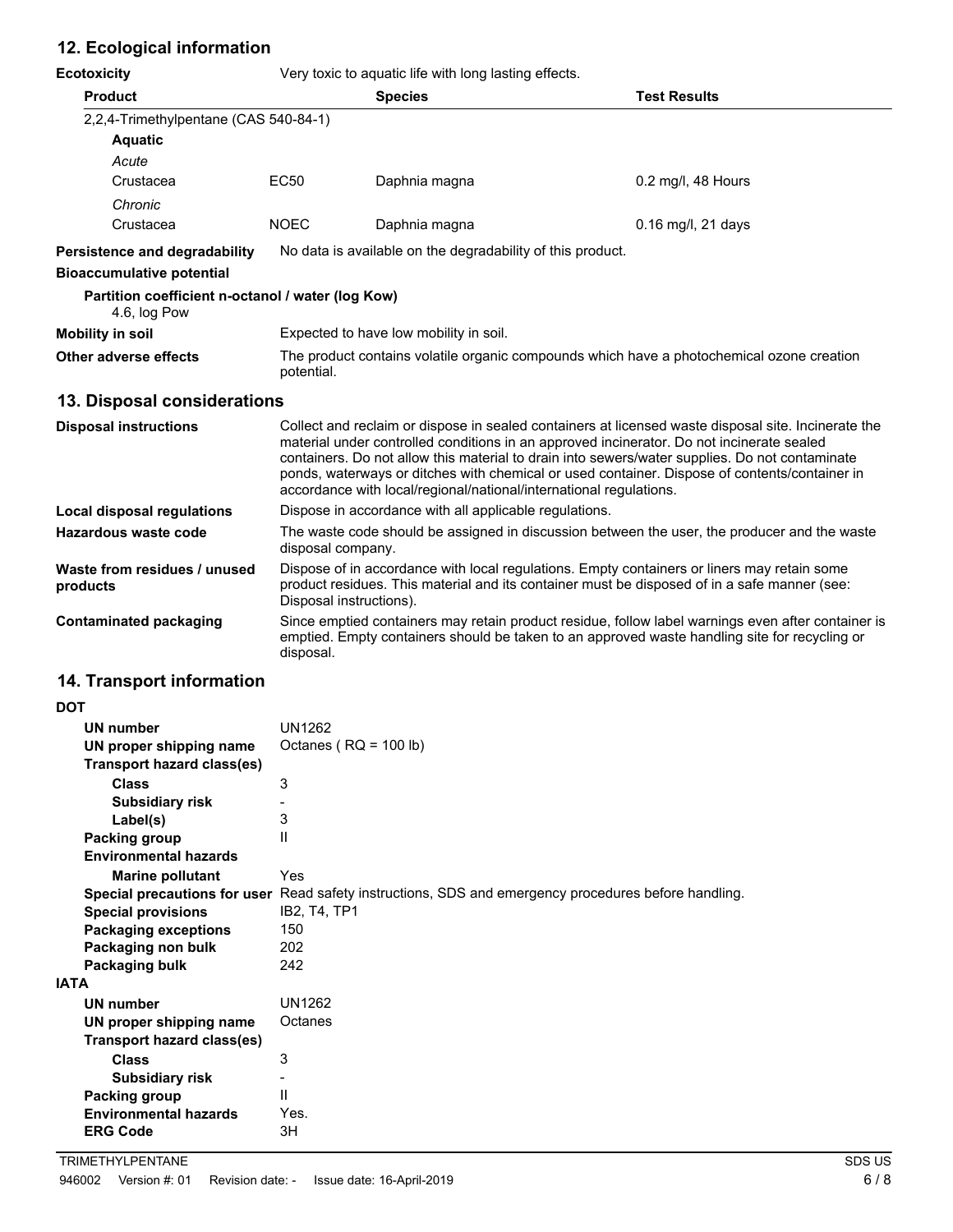## 12. Ecological information

**Ecotoxicity** Very toxic to aquatic life with long lasting effects.

| Product | | Species | Test Results |
|---|---|---|---|
| 2,2,4-Trimethylpentane (CAS 540-84-1) | | | |
| **Aquatic** | | | |
| *Acute* | | | |
| Crustacea | EC50 | Daphnia magna | 0.2 mg/l, 48 Hours |
| *Chronic* | | | |
| Crustacea | NOEC | Daphnia magna | 0.16 mg/l, 21 days |

**Persistence and degradability** No data is available on the degradability of this product.

**Bioaccumulative potential**

**Partition coefficient n-octanol / water (log Kow)**

4.6, log Pow

**Mobility in soil** Expected to have low mobility in soil.

**Other adverse effects** The product contains volatile organic compounds which have a photochemical ozone creation potential.

## 13. Disposal considerations

**Disposal instructions** Collect and reclaim or dispose in sealed containers at licensed waste disposal site. Incinerate the material under controlled conditions in an approved incinerator. Do not incinerate sealed containers. Do not allow this material to drain into sewers/water supplies. Do not contaminate ponds, waterways or ditches with chemical or used container. Dispose of contents/container in accordance with local/regional/national/international regulations.

**Local disposal regulations** Dispose in accordance with all applicable regulations.

**Hazardous waste code** The waste code should be assigned in discussion between the user, the producer and the waste disposal company.

**Waste from residues / unused products** Dispose of in accordance with local regulations. Empty containers or liners may retain some product residues. This material and its container must be disposed of in a safe manner (see: Disposal instructions).

**Contaminated packaging** Since emptied containers may retain product residue, follow label warnings even after container is emptied. Empty containers should be taken to an approved waste handling site for recycling or disposal.

## 14. Transport information

**DOT**

**UN number** UN1262
**UN proper shipping name** Octanes ( RQ = 100 lb)
**Transport hazard class(es)**
**Class** 3
**Subsidiary risk** -
**Label(s)** 3
**Packing group** II
**Environmental hazards**
**Marine pollutant** Yes
**Special precautions for user** Read safety instructions, SDS and emergency procedures before handling.
**Special provisions** IB2, T4, TP1
**Packaging exceptions** 150
**Packaging non bulk** 202
**Packaging bulk** 242

**IATA**

**UN number** UN1262
**UN proper shipping name** Octanes
**Transport hazard class(es)**
**Class** 3
**Subsidiary risk** -
**Packing group** II
**Environmental hazards** Yes.
**ERG Code** 3H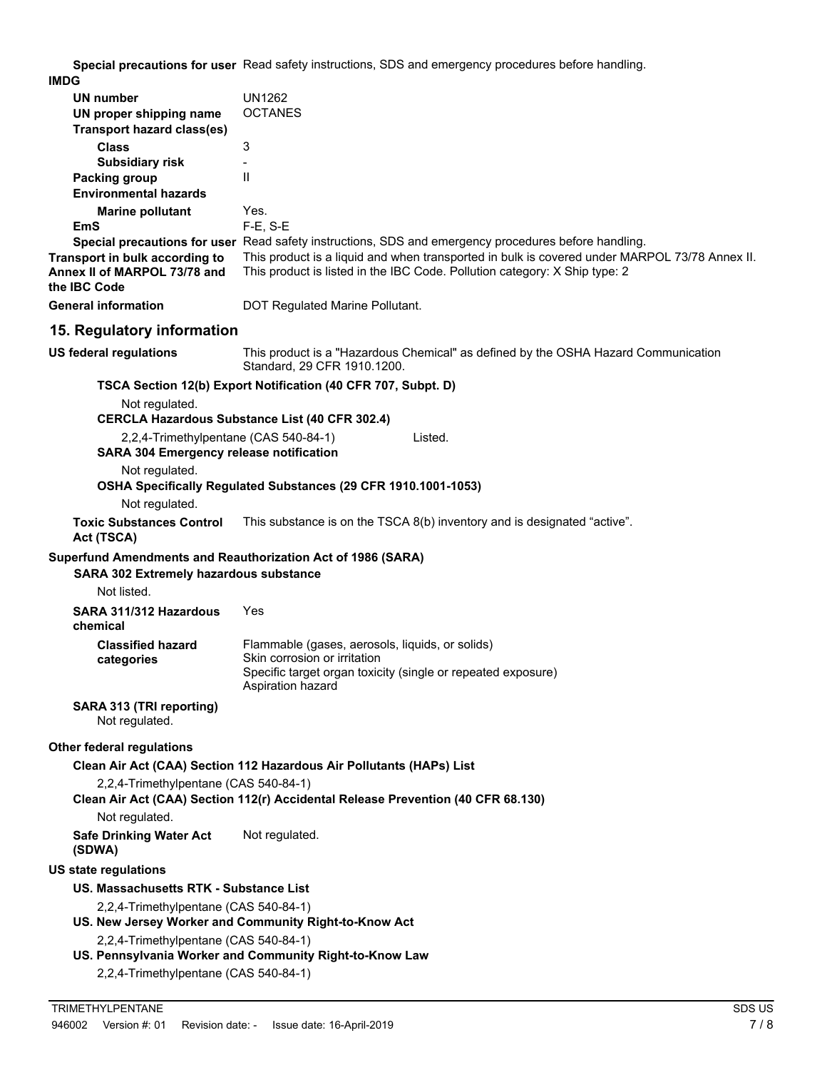**Special precautions for user** Read safety instructions, SDS and emergency procedures before handling.

**IMDG**

| | |
|---|---|
| **UN number** | UN1262 |
| **UN proper shipping name** | OCTANES |
| **Transport hazard class(es)** | |
| **Class** | 3 |
| **Subsidiary risk** | - |
| **Packing group** | II |
| **Environmental hazards** | |
| **Marine pollutant** | Yes. |
| **EmS** | F-E, S-E |
| **Special precautions for user** | Read safety instructions, SDS and emergency procedures before handling. |
| **Transport in bulk according to Annex II of MARPOL 73/78 and the IBC Code** | This product is a liquid and when transported in bulk is covered under MARPOL 73/78 Annex II. This product is listed in the IBC Code. Pollution category: X Ship type: 2 |
| **General information** | DOT Regulated Marine Pollutant. |

## 15. Regulatory information

**US federal regulations** This product is a "Hazardous Chemical" as defined by the OSHA Hazard Communication Standard, 29 CFR 1910.1200.

**TSCA Section 12(b) Export Notification (40 CFR 707, Subpt. D)**

Not regulated.

**CERCLA Hazardous Substance List (40 CFR 302.4)**

2,2,4-Trimethylpentane (CAS 540-84-1) Listed.

**SARA 304 Emergency release notification**

Not regulated.

**OSHA Specifically Regulated Substances (29 CFR 1910.1001-1053)**

Not regulated.

**Toxic Substances Control Act (TSCA)** This substance is on the TSCA 8(b) inventory and is designated “active”.

**Superfund Amendments and Reauthorization Act of 1986 (SARA)**

**SARA 302 Extremely hazardous substance**

Not listed.

**SARA 311/312 Hazardous chemical** Yes

**Classified hazard categories**
- Flammable (gases, aerosols, liquids, or solids)
- Skin corrosion or irritation
- Specific target organ toxicity (single or repeated exposure)
- Aspiration hazard

**SARA 313 (TRI reporting)**

Not regulated.

**Other federal regulations**

**Clean Air Act (CAA) Section 112 Hazardous Air Pollutants (HAPs) List**

2,2,4-Trimethylpentane (CAS 540-84-1)

**Clean Air Act (CAA) Section 112(r) Accidental Release Prevention (40 CFR 68.130)**

Not regulated.

**Safe Drinking Water Act (SDWA)** Not regulated.

**US state regulations**

**US. Massachusetts RTK - Substance List**

2,2,4-Trimethylpentane (CAS 540-84-1)

**US. New Jersey Worker and Community Right-to-Know Act**

2,2,4-Trimethylpentane (CAS 540-84-1)

**US. Pennsylvania Worker and Community Right-to-Know Law**

2,2,4-Trimethylpentane (CAS 540-84-1)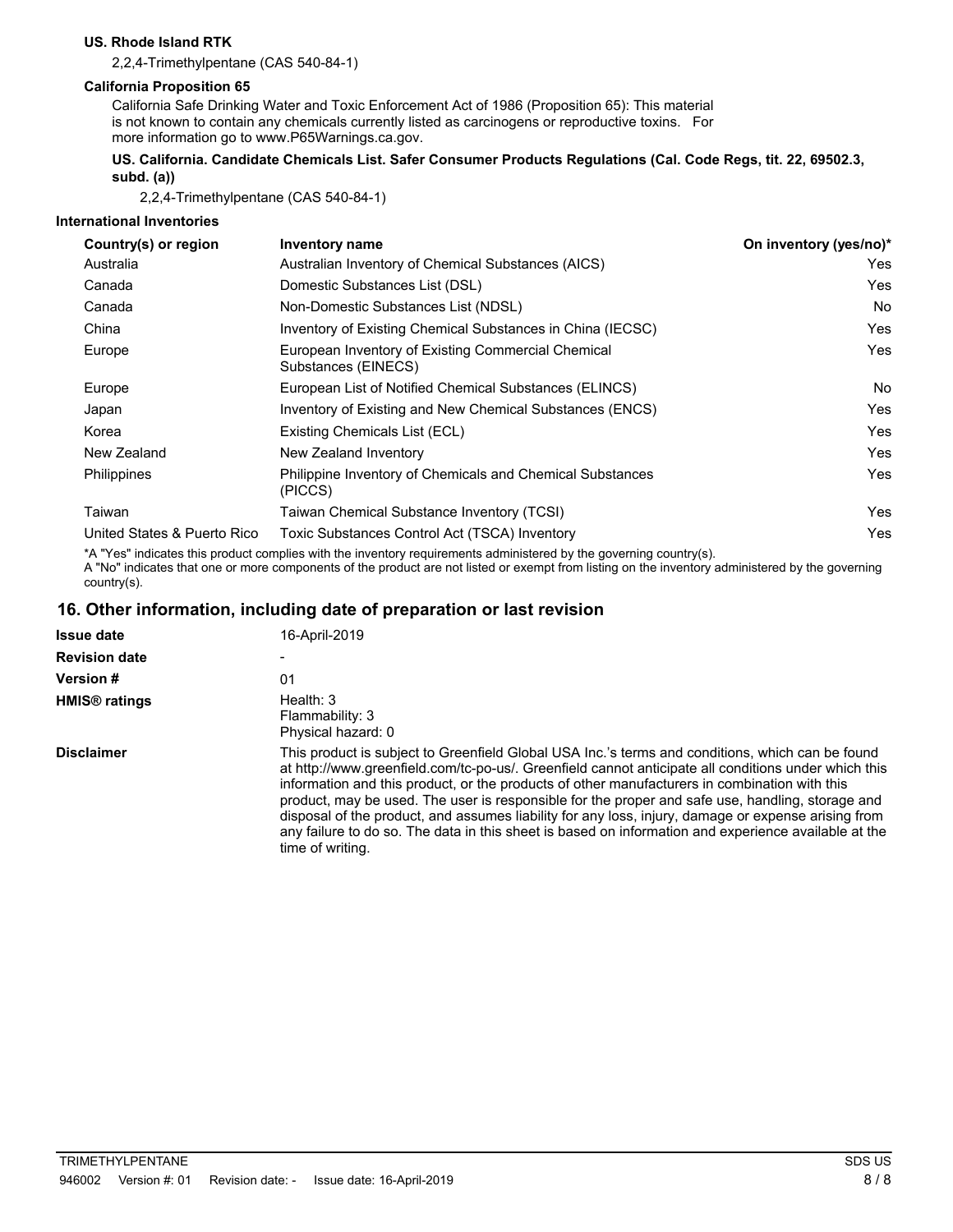**US. Rhode Island RTK**

2,2,4-Trimethylpentane (CAS 540-84-1)

**California Proposition 65**

California Safe Drinking Water and Toxic Enforcement Act of 1986 (Proposition 65): This material is not known to contain any chemicals currently listed as carcinogens or reproductive toxins. For more information go to www.P65Warnings.ca.gov.

**US. California. Candidate Chemicals List. Safer Consumer Products Regulations (Cal. Code Regs, tit. 22, 69502.3, subd. (a))**

2,2,4-Trimethylpentane (CAS 540-84-1)

**International Inventories**

| Country(s) or region | Inventory name | On inventory (yes/no)* |
|---|---|---|
| Australia | Australian Inventory of Chemical Substances (AICS) | Yes |
| Canada | Domestic Substances List (DSL) | Yes |
| Canada | Non-Domestic Substances List (NDSL) | No |
| China | Inventory of Existing Chemical Substances in China (IECSC) | Yes |
| Europe | European Inventory of Existing Commercial Chemical Substances (EINECS) | Yes |
| Europe | European List of Notified Chemical Substances (ELINCS) | No |
| Japan | Inventory of Existing and New Chemical Substances (ENCS) | Yes |
| Korea | Existing Chemicals List (ECL) | Yes |
| New Zealand | New Zealand Inventory | Yes |
| Philippines | Philippine Inventory of Chemicals and Chemical Substances (PICCS) | Yes |
| Taiwan | Taiwan Chemical Substance Inventory (TCSI) | Yes |
| United States & Puerto Rico | Toxic Substances Control Act (TSCA) Inventory | Yes |

*A "Yes" indicates this product complies with the inventory requirements administered by the governing country(s).
A "No" indicates that one or more components of the product are not listed or exempt from listing on the inventory administered by the governing country(s).

## 16. Other information, including date of preparation or last revision

**Issue date** 16-April-2019

**Revision date** -

**Version #** 01

**HMIS® ratings** Health: 3
Flammability: 3
Physical hazard: 0

**Disclaimer** This product is subject to Greenfield Global USA Inc.'s terms and conditions, which can be found at http://www.greenfield.com/tc-po-us/. Greenfield cannot anticipate all conditions under which this information and this product, or the products of other manufacturers in combination with this product, may be used. The user is responsible for the proper and safe use, handling, storage and disposal of the product, and assumes liability for any loss, injury, damage or expense arising from any failure to do so. The data in this sheet is based on information and experience available at the time of writing.